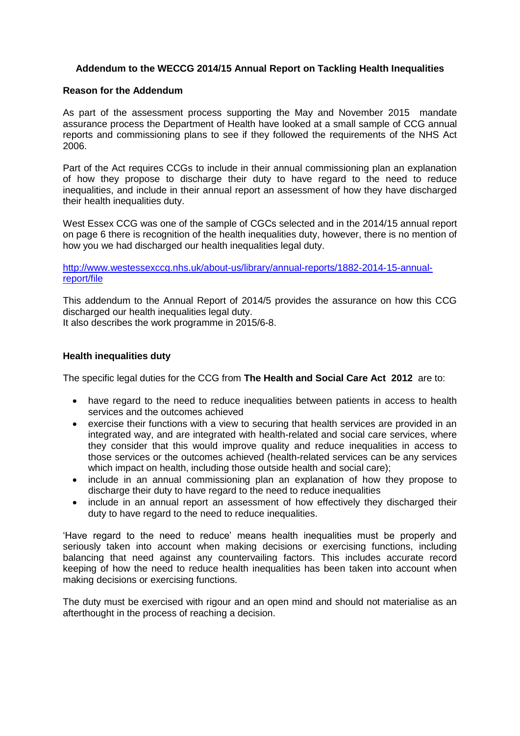# Addendum to the WECCG 2014/15 Annual Report on Tackling Health Inequalities

## Reason for the Addendum

As part of the assessment process supporting the May and November 2015 mandate assurance process the Department of Health have looked at a small sample of CCG annual reports and commissioning plans to see if they followed the requirements of the NHS Act 2006.

Part of the Act requires CCGs to include in their annual commissioning plan an explanation of how they propose to discharge their duty to have regard to the need to reduce inequalities, and include in their annual report an assessment of how they have discharged their health inequalities duty.

West Essex CCG was one of the sample of CGCs selected and in the 2014/15 annual report on page 6 there is recognition of the health inequalities duty, however, there is no mention of how you we had discharged our health inequalities legal duty.

[http://www.westessexccg.nhs.uk/about-us/library/annual-reports/1882-2014-15-annual-report/file](http://www.westessexccg.nhs.uk/about-us/library/annual-reports/1882-2014-15-annual-report/file)

This addendum to the Annual Report of 2014/5 provides the assurance on how this CCG discharged our health inequalities legal duty.
It also describes the work programme in 2015/6-8.

## Health inequalities duty

The specific legal duties for the CCG from **The Health and Social Care Act 2012** are to:

- have regard to the need to reduce inequalities between patients in access to health services and the outcomes achieved
- exercise their functions with a view to securing that health services are provided in an integrated way, and are integrated with health-related and social care services, where they consider that this would improve quality and reduce inequalities in access to those services or the outcomes achieved (health-related services can be any services which impact on health, including those outside health and social care);
- include in an annual commissioning plan an explanation of how they propose to discharge their duty to have regard to the need to reduce inequalities
- include in an annual report an assessment of how effectively they discharged their duty to have regard to the need to reduce inequalities.

'Have regard to the need to reduce' means health inequalities must be properly and seriously taken into account when making decisions or exercising functions, including balancing that need against any countervailing factors. This includes accurate record keeping of how the need to reduce health inequalities has been taken into account when making decisions or exercising functions.

The duty must be exercised with rigour and an open mind and should not materialise as an afterthought in the process of reaching a decision.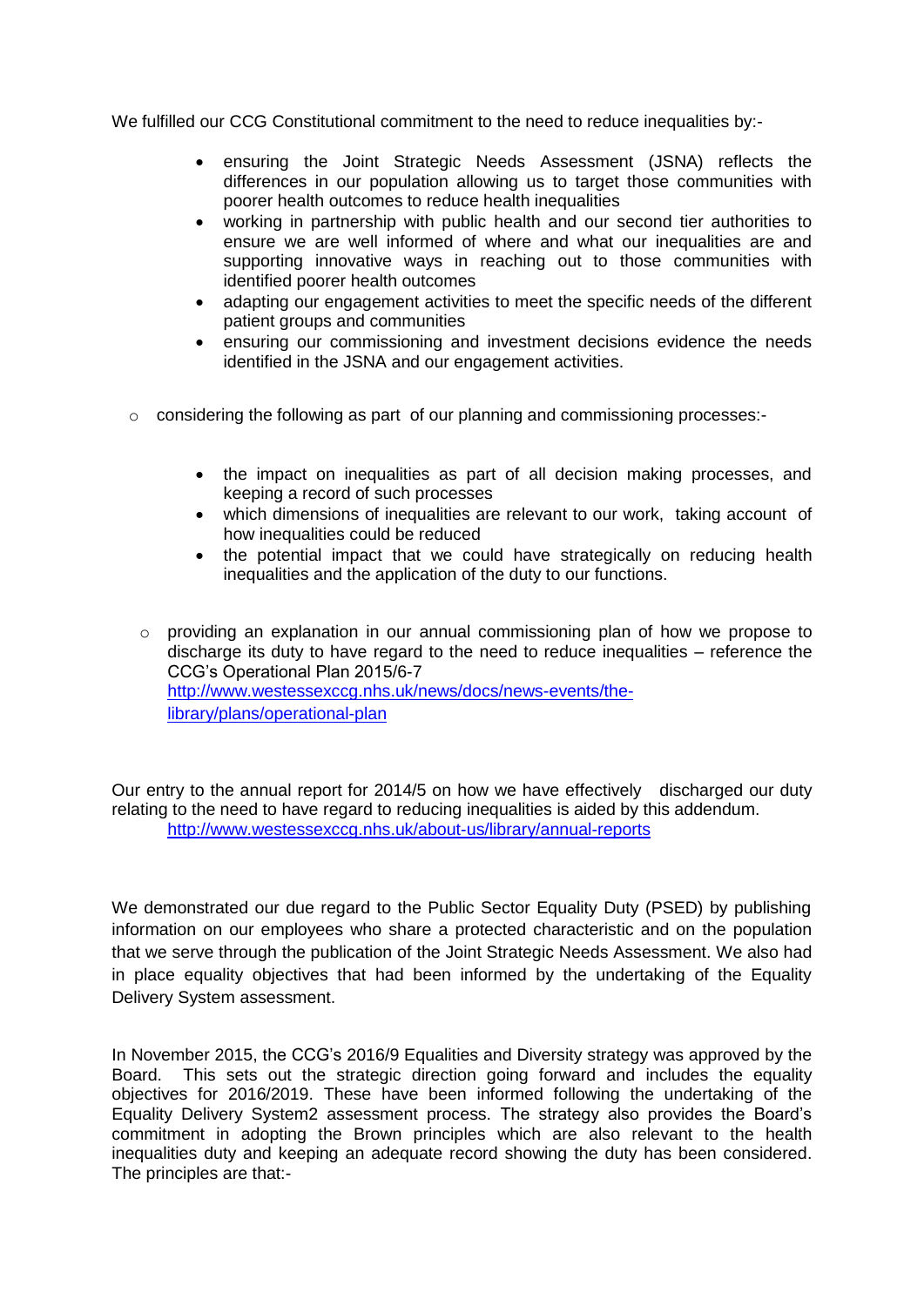We fulfilled our CCG Constitutional commitment to the need to reduce inequalities by:-

- ensuring the Joint Strategic Needs Assessment (JSNA) reflects the differences in our population allowing us to target those communities with poorer health outcomes to reduce health inequalities
- working in partnership with public health and our second tier authorities to ensure we are well informed of where and what our inequalities are and supporting innovative ways in reaching out to those communities with identified poorer health outcomes
- adapting our engagement activities to meet the specific needs of the different patient groups and communities
- ensuring our commissioning and investment decisions evidence the needs identified in the JSNA and our engagement activities.

- considering the following as part of our planning and commissioning processes:-

    - the impact on inequalities as part of all decision making processes, and keeping a record of such processes
    - which dimensions of inequalities are relevant to our work, taking account of how inequalities could be reduced
    - the potential impact that we could have strategically on reducing health inequalities and the application of the duty to our functions.

- providing an explanation in our annual commissioning plan of how we propose to discharge its duty to have regard to the need to reduce inequalities – reference the CCG's Operational Plan 2015/6-7 [http://www.westessexccg.nhs.uk/news/docs/news-events/the-library/plans/operational-plan](http://www.westessexccg.nhs.uk/news/docs/news-events/the-library/plans/operational-plan)

Our entry to the annual report for 2014/5 on how we have effectively discharged our duty relating to the need to have regard to reducing inequalities is aided by this addendum. [http://www.westessexccg.nhs.uk/about-us/library/annual-reports](http://www.westessexccg.nhs.uk/about-us/library/annual-reports)

We demonstrated our due regard to the Public Sector Equality Duty (PSED) by publishing information on our employees who share a protected characteristic and on the population that we serve through the publication of the Joint Strategic Needs Assessment. We also had in place equality objectives that had been informed by the undertaking of the Equality Delivery System assessment.

In November 2015, the CCG's 2016/9 Equalities and Diversity strategy was approved by the Board. This sets out the strategic direction going forward and includes the equality objectives for 2016/2019. These have been informed following the undertaking of the Equality Delivery System2 assessment process. The strategy also provides the Board's commitment in adopting the Brown principles which are also relevant to the health inequalities duty and keeping an adequate record showing the duty has been considered. The principles are that:-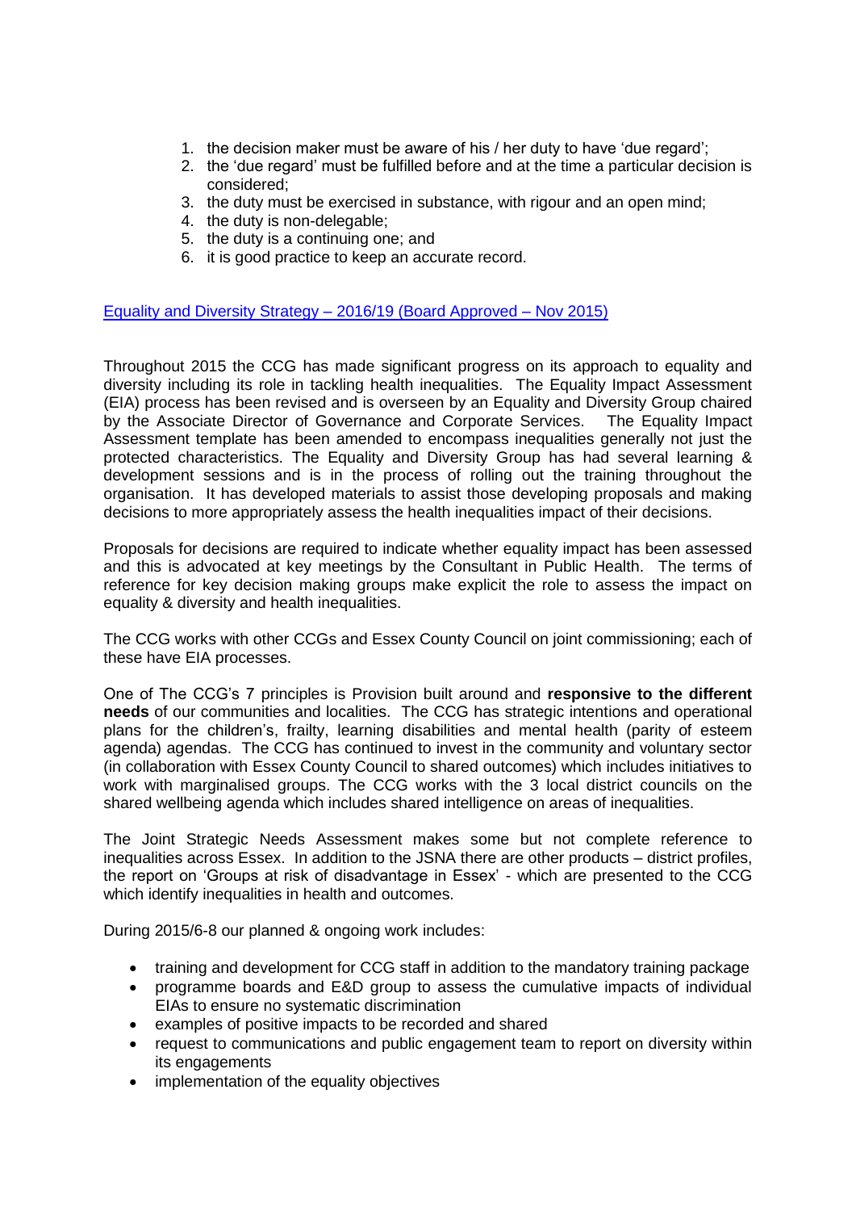1. the decision maker must be aware of his / her duty to have 'due regard';
2. the 'due regard' must be fulfilled before and at the time a particular decision is considered;
3. the duty must be exercised in substance, with rigour and an open mind;
4. the duty is non-delegable;
5. the duty is a continuing one; and
6. it is good practice to keep an accurate record.

Equality and Diversity Strategy – 2016/19 (Board Approved – Nov 2015)

Throughout 2015 the CCG has made significant progress on its approach to equality and diversity including its role in tackling health inequalities. The Equality Impact Assessment (EIA) process has been revised and is overseen by an Equality and Diversity Group chaired by the Associate Director of Governance and Corporate Services. The Equality Impact Assessment template has been amended to encompass inequalities generally not just the protected characteristics. The Equality and Diversity Group has had several learning & development sessions and is in the process of rolling out the training throughout the organisation. It has developed materials to assist those developing proposals and making decisions to more appropriately assess the health inequalities impact of their decisions.

Proposals for decisions are required to indicate whether equality impact has been assessed and this is advocated at key meetings by the Consultant in Public Health. The terms of reference for key decision making groups make explicit the role to assess the impact on equality & diversity and health inequalities.

The CCG works with other CCGs and Essex County Council on joint commissioning; each of these have EIA processes.

One of The CCG's 7 principles is Provision built around and **responsive to the different needs** of our communities and localities. The CCG has strategic intentions and operational plans for the children's, frailty, learning disabilities and mental health (parity of esteem agenda) agendas. The CCG has continued to invest in the community and voluntary sector (in collaboration with Essex County Council to shared outcomes) which includes initiatives to work with marginalised groups. The CCG works with the 3 local district councils on the shared wellbeing agenda which includes shared intelligence on areas of inequalities.

The Joint Strategic Needs Assessment makes some but not complete reference to inequalities across Essex. In addition to the JSNA there are other products – district profiles, the report on 'Groups at risk of disadvantage in Essex' - which are presented to the CCG which identify inequalities in health and outcomes.

During 2015/6-8 our planned & ongoing work includes:

- training and development for CCG staff in addition to the mandatory training package
- programme boards and E&D group to assess the cumulative impacts of individual EIAs to ensure no systematic discrimination
- examples of positive impacts to be recorded and shared
- request to communications and public engagement team to report on diversity within its engagements
- implementation of the equality objectives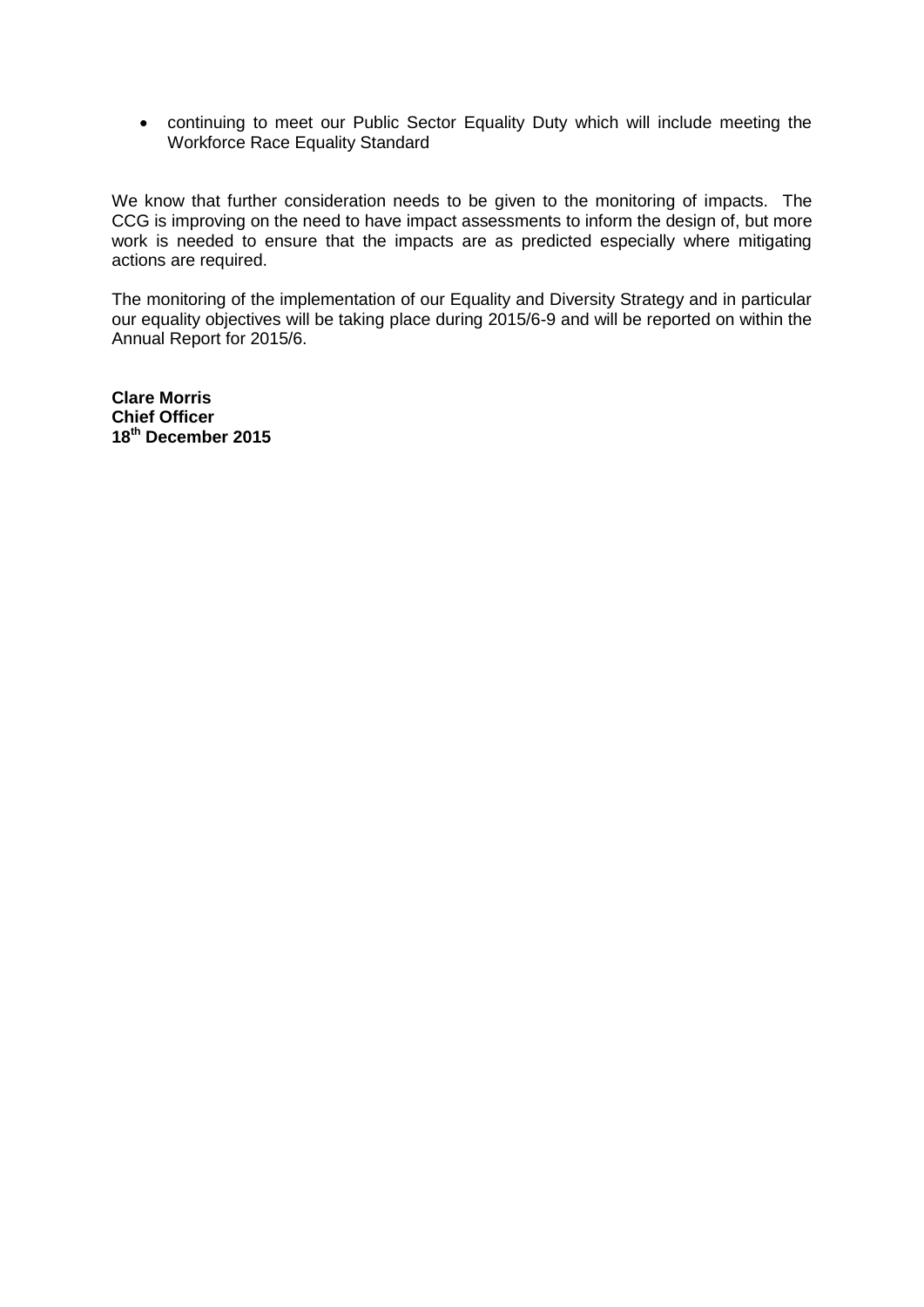- continuing to meet our Public Sector Equality Duty which will include meeting the Workforce Race Equality Standard

We know that further consideration needs to be given to the monitoring of impacts. The CCG is improving on the need to have impact assessments to inform the design of, but more work is needed to ensure that the impacts are as predicted especially where mitigating actions are required.

The monitoring of the implementation of our Equality and Diversity Strategy and in particular our equality objectives will be taking place during 2015/6-9 and will be reported on within the Annual Report for 2015/6.

**Clare Morris**
**Chief Officer**
**18th December 2015**